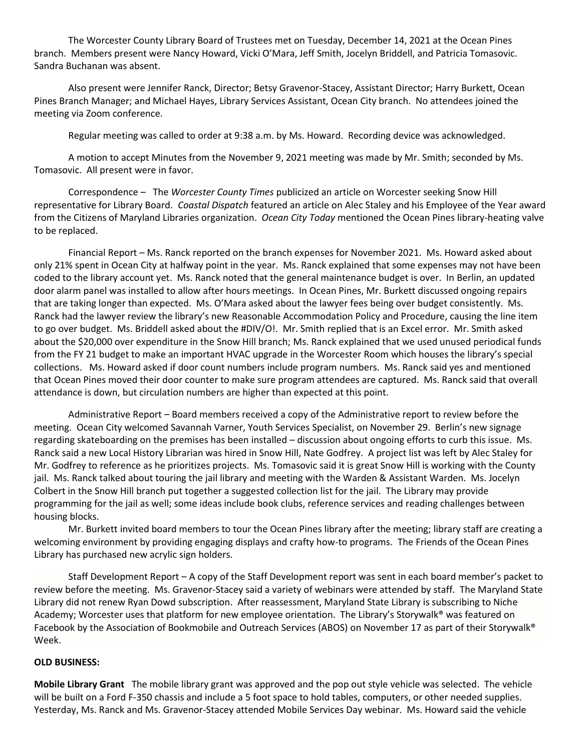The Worcester County Library Board of Trustees met on Tuesday, December 14, 2021 at the Ocean Pines branch. Members present were Nancy Howard, Vicki O'Mara, Jeff Smith, Jocelyn Briddell, and Patricia Tomasovic. Sandra Buchanan was absent.

Also present were Jennifer Ranck, Director; Betsy Gravenor-Stacey, Assistant Director; Harry Burkett, Ocean Pines Branch Manager; and Michael Hayes, Library Services Assistant, Ocean City branch. No attendees joined the meeting via Zoom conference.

Regular meeting was called to order at 9:38 a.m. by Ms. Howard. Recording device was acknowledged.

A motion to accept Minutes from the November 9, 2021 meeting was made by Mr. Smith; seconded by Ms. Tomasovic. All present were in favor.

Correspondence – The *Worcester County Times* publicized an article on Worcester seeking Snow Hill representative for Library Board. *Coastal Dispatch* featured an article on Alec Staley and his Employee of the Year award from the Citizens of Maryland Libraries organization. *Ocean City Today* mentioned the Ocean Pines library-heating valve to be replaced.

Financial Report – Ms. Ranck reported on the branch expenses for November 2021. Ms. Howard asked about only 21% spent in Ocean City at halfway point in the year. Ms. Ranck explained that some expenses may not have been coded to the library account yet. Ms. Ranck noted that the general maintenance budget is over. In Berlin, an updated door alarm panel was installed to allow after hours meetings. In Ocean Pines, Mr. Burkett discussed ongoing repairs that are taking longer than expected. Ms. O'Mara asked about the lawyer fees being over budget consistently. Ms. Ranck had the lawyer review the library's new Reasonable Accommodation Policy and Procedure, causing the line item to go over budget. Ms. Briddell asked about the #DIV/O!. Mr. Smith replied that is an Excel error. Mr. Smith asked about the $20,000 over expenditure in the Snow Hill branch; Ms. Ranck explained that we used unused periodical funds from the FY 21 budget to make an important HVAC upgrade in the Worcester Room which houses the library's special collections. Ms. Howard asked if door count numbers include program numbers. Ms. Ranck said yes and mentioned that Ocean Pines moved their door counter to make sure program attendees are captured. Ms. Ranck said that overall attendance is down, but circulation numbers are higher than expected at this point.

Administrative Report – Board members received a copy of the Administrative report to review before the meeting. Ocean City welcomed Savannah Varner, Youth Services Specialist, on November 29. Berlin's new signage regarding skateboarding on the premises has been installed – discussion about ongoing efforts to curb this issue. Ms. Ranck said a new Local History Librarian was hired in Snow Hill, Nate Godfrey. A project list was left by Alec Staley for Mr. Godfrey to reference as he prioritizes projects. Ms. Tomasovic said it is great Snow Hill is working with the County jail. Ms. Ranck talked about touring the jail library and meeting with the Warden & Assistant Warden. Ms. Jocelyn Colbert in the Snow Hill branch put together a suggested collection list for the jail. The Library may provide programming for the jail as well; some ideas include book clubs, reference services and reading challenges between housing blocks.

Mr. Burkett invited board members to tour the Ocean Pines library after the meeting; library staff are creating a welcoming environment by providing engaging displays and crafty how-to programs. The Friends of the Ocean Pines Library has purchased new acrylic sign holders.

Staff Development Report – A copy of the Staff Development report was sent in each board member's packet to review before the meeting. Ms. Gravenor-Stacey said a variety of webinars were attended by staff. The Maryland State Library did not renew Ryan Dowd subscription. After reassessment, Maryland State Library is subscribing to Niche Academy; Worcester uses that platform for new employee orientation. The Library's Storywalk® was featured on Facebook by the Association of Bookmobile and Outreach Services (ABOS) on November 17 as part of their Storywalk® Week.

**OLD BUSINESS:**

**Mobile Library Grant** The mobile library grant was approved and the pop out style vehicle was selected. The vehicle will be built on a Ford F-350 chassis and include a 5 foot space to hold tables, computers, or other needed supplies. Yesterday, Ms. Ranck and Ms. Gravenor-Stacey attended Mobile Services Day webinar. Ms. Howard said the vehicle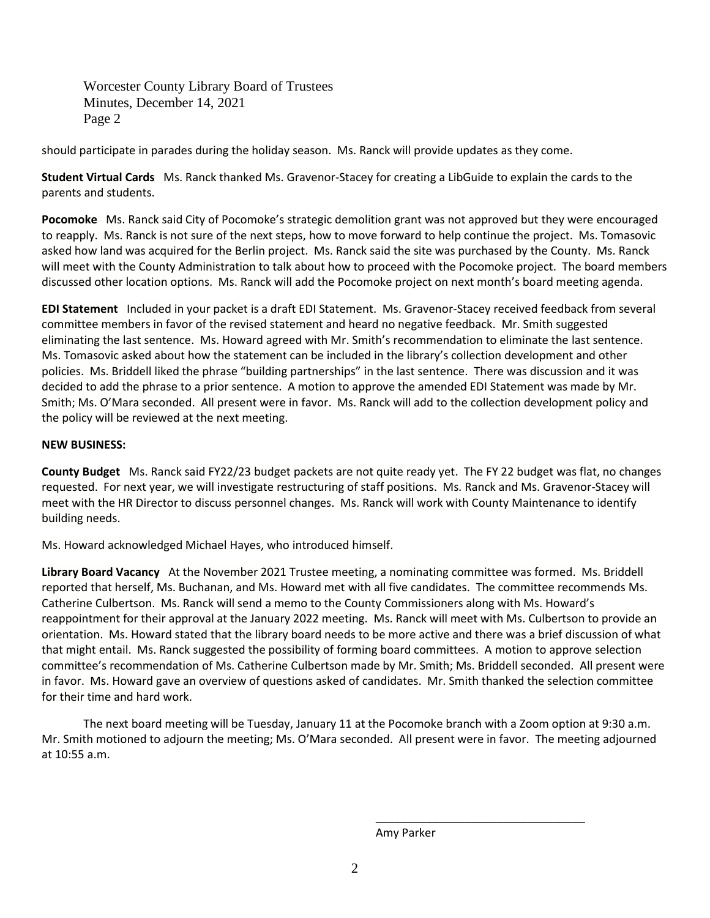should participate in parades during the holiday season. Ms. Ranck will provide updates as they come.

**Student Virtual Cards** Ms. Ranck thanked Ms. Gravenor-Stacey for creating a LibGuide to explain the cards to the parents and students.

**Pocomoke** Ms. Ranck said City of Pocomoke's strategic demolition grant was not approved but they were encouraged to reapply. Ms. Ranck is not sure of the next steps, how to move forward to help continue the project. Ms. Tomasovic asked how land was acquired for the Berlin project. Ms. Ranck said the site was purchased by the County. Ms. Ranck will meet with the County Administration to talk about how to proceed with the Pocomoke project. The board members discussed other location options. Ms. Ranck will add the Pocomoke project on next month's board meeting agenda.

**EDI Statement** Included in your packet is a draft EDI Statement. Ms. Gravenor-Stacey received feedback from several committee members in favor of the revised statement and heard no negative feedback. Mr. Smith suggested eliminating the last sentence. Ms. Howard agreed with Mr. Smith's recommendation to eliminate the last sentence. Ms. Tomasovic asked about how the statement can be included in the library's collection development and other policies. Ms. Briddell liked the phrase "building partnerships" in the last sentence. There was discussion and it was decided to add the phrase to a prior sentence. A motion to approve the amended EDI Statement was made by Mr. Smith; Ms. O'Mara seconded. All present were in favor. Ms. Ranck will add to the collection development policy and the policy will be reviewed at the next meeting.

**NEW BUSINESS:**

**County Budget** Ms. Ranck said FY22/23 budget packets are not quite ready yet. The FY 22 budget was flat, no changes requested. For next year, we will investigate restructuring of staff positions. Ms. Ranck and Ms. Gravenor-Stacey will meet with the HR Director to discuss personnel changes. Ms. Ranck will work with County Maintenance to identify building needs.

Ms. Howard acknowledged Michael Hayes, who introduced himself.

**Library Board Vacancy** At the November 2021 Trustee meeting, a nominating committee was formed. Ms. Briddell reported that herself, Ms. Buchanan, and Ms. Howard met with all five candidates. The committee recommends Ms. Catherine Culbertson. Ms. Ranck will send a memo to the County Commissioners along with Ms. Howard's reappointment for their approval at the January 2022 meeting. Ms. Ranck will meet with Ms. Culbertson to provide an orientation. Ms. Howard stated that the library board needs to be more active and there was a brief discussion of what that might entail. Ms. Ranck suggested the possibility of forming board committees. A motion to approve selection committee's recommendation of Ms. Catherine Culbertson made by Mr. Smith; Ms. Briddell seconded. All present were in favor. Ms. Howard gave an overview of questions asked of candidates. Mr. Smith thanked the selection committee for their time and hard work.

The next board meeting will be Tuesday, January 11 at the Pocomoke branch with a Zoom option at 9:30 a.m. Mr. Smith motioned to adjourn the meeting; Ms. O'Mara seconded. All present were in favor. The meeting adjourned at 10:55 a.m.

\_\_\_\_\_\_\_\_\_\_\_\_\_\_\_\_\_\_\_\_\_\_\_\_\_\_\_\_\_\_\_\_\_

Amy Parker